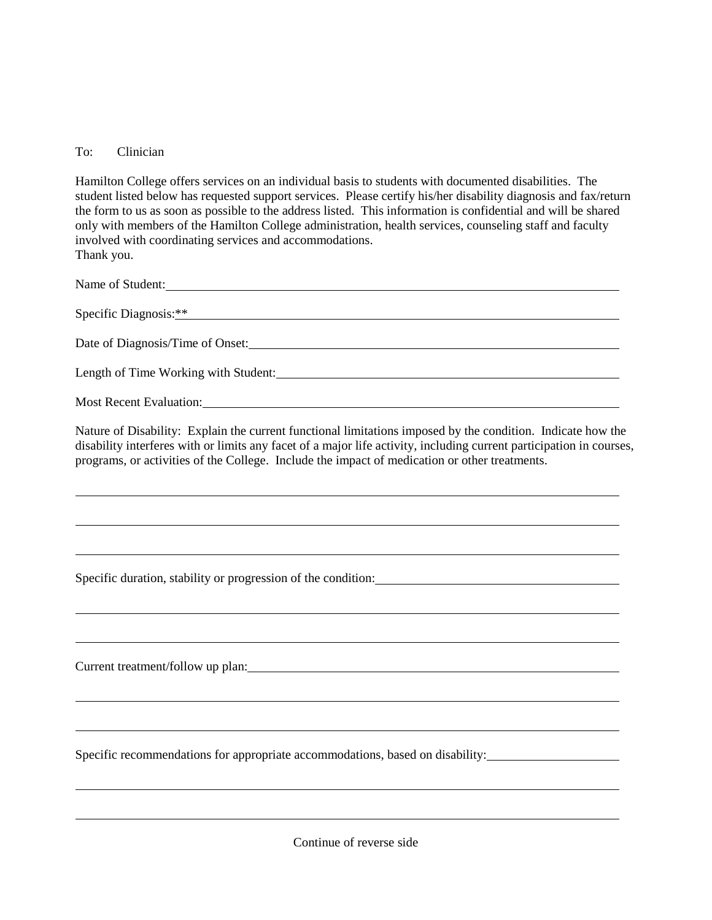To: Clinician

Hamilton College offers services on an individual basis to students with documented disabilities. The student listed below has requested support services. Please certify his/her disability diagnosis and fax/return the form to us as soon as possible to the address listed. This information is confidential and will be shared only with members of the Hamilton College administration, health services, counseling staff and faculty involved with coordinating services and accommodations.
Thank you.

Name of Student: ____________________________________________

Specific Diagnosis:** ____________________________________________

Date of Diagnosis/Time of Onset: ____________________________________________

Length of Time Working with Student: ____________________________________________

Most Recent Evaluation: ____________________________________________

Nature of Disability: Explain the current functional limitations imposed by the condition. Indicate how the disability interferes with or limits any facet of a major life activity, including current participation in courses, programs, or activities of the College. Include the impact of medication or other treatments.

____________________________________________

____________________________________________

____________________________________________

Specific duration, stability or progression of the condition: ____________________________________________

____________________________________________

____________________________________________

Current treatment/follow up plan: ____________________________________________

____________________________________________

____________________________________________

Specific recommendations for appropriate accommodations, based on disability: ____________________

____________________________________________

____________________________________________

Continue of reverse side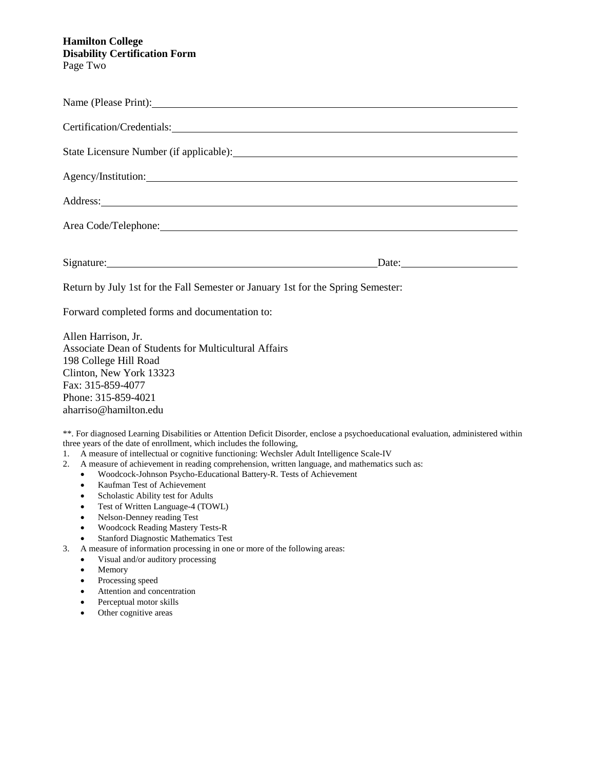**Hamilton College**
**Disability Certification Form**
Page Two

Name (Please Print): ______________________________________________

Certification/Credentials: ______________________________________________

State Licensure Number (if applicable): ______________________________________________

Agency/Institution: ______________________________________________

Address: ______________________________________________

Area Code/Telephone: ______________________________________________

Signature: ______________________________ Date: ____________________

Return by July 1st for the Fall Semester or January 1st for the Spring Semester:

Forward completed forms and documentation to:

Allen Harrison, Jr.
Associate Dean of Students for Multicultural Affairs
198 College Hill Road
Clinton, New York 13323
Fax: 315-859-4077
Phone: 315-859-4021
aharriso@hamilton.edu

**. For diagnosed Learning Disabilities or Attention Deficit Disorder, enclose a psychoeducational evaluation, administered within three years of the date of enrollment, which includes the following,

1. A measure of intellectual or cognitive functioning: Wechsler Adult Intelligence Scale-IV
2. A measure of achievement in reading comprehension, written language, and mathematics such as:
   - Woodcock-Johnson Psycho-Educational Battery-R. Tests of Achievement
   - Kaufman Test of Achievement
   - Scholastic Ability test for Adults
   - Test of Written Language-4 (TOWL)
   - Nelson-Denney reading Test
   - Woodcock Reading Mastery Tests-R
   - Stanford Diagnostic Mathematics Test
3. A measure of information processing in one or more of the following areas:
   - Visual and/or auditory processing
   - Memory
   - Processing speed
   - Attention and concentration
   - Perceptual motor skills
   - Other cognitive areas